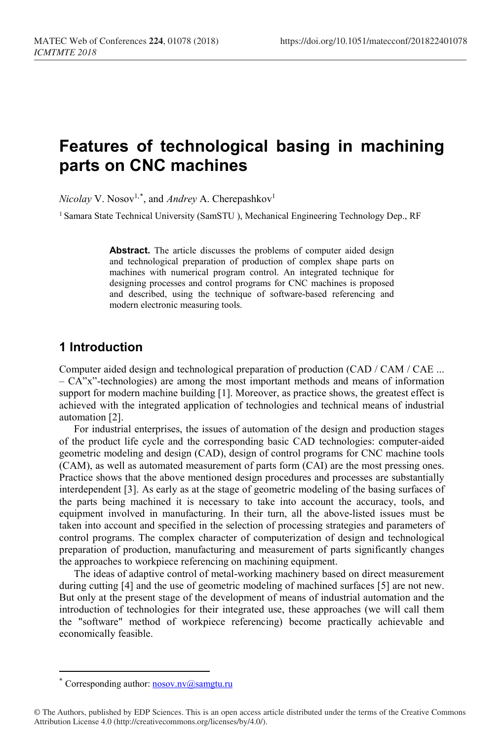# Features of technological basing in machining parts on CNC machines

*Nicolay* V. Nosov[1,*], and *Andrey* A. Cherepashkov[1]

[1] Samara State Technical University (SamSTU ), Mechanical Engineering Technology Dep., RF

**Abstract.** The article discusses the problems of computer aided design and technological preparation of production of complex shape parts on machines with numerical program control. An integrated technique for designing processes and control programs for CNC machines is proposed and described, using the technique of software-based referencing and modern electronic measuring tools.

## 1 Introduction

Computer aided design and technological preparation of production (CAD / CAM / CAE ... – CA"x"-technologies) are among the most important methods and means of information support for modern machine building [1]. Moreover, as practice shows, the greatest effect is achieved with the integrated application of technologies and technical means of industrial automation [2].

For industrial enterprises, the issues of automation of the design and production stages of the product life cycle and the corresponding basic CAD technologies: computer-aided geometric modeling and design (CAD), design of control programs for CNC machine tools (CAM), as well as automated measurement of parts form (CAI) are the most pressing ones. Practice shows that the above mentioned design procedures and processes are substantially interdependent [3]. As early as at the stage of geometric modeling of the basing surfaces of the parts being machined it is necessary to take into account the accuracy, tools, and equipment involved in manufacturing. In their turn, all the above-listed issues must be taken into account and specified in the selection of processing strategies and parameters of control programs. The complex character of computerization of design and technological preparation of production, manufacturing and measurement of parts significantly changes the approaches to workpiece referencing on machining equipment.

The ideas of adaptive control of metal-working machinery based on direct measurement during cutting [4] and the use of geometric modeling of machined surfaces [5] are not new. But only at the present stage of the development of means of industrial automation and the introduction of technologies for their integrated use, these approaches (we will call them the "software" method of workpiece referencing) become practically achievable and economically feasible.

---

\* Corresponding author: nosov.nv@samgtu.ru

© The Authors, published by EDP Sciences. This is an open access article distributed under the terms of the Creative Commons Attribution License 4.0 (http://creativecommons.org/licenses/by/4.0/).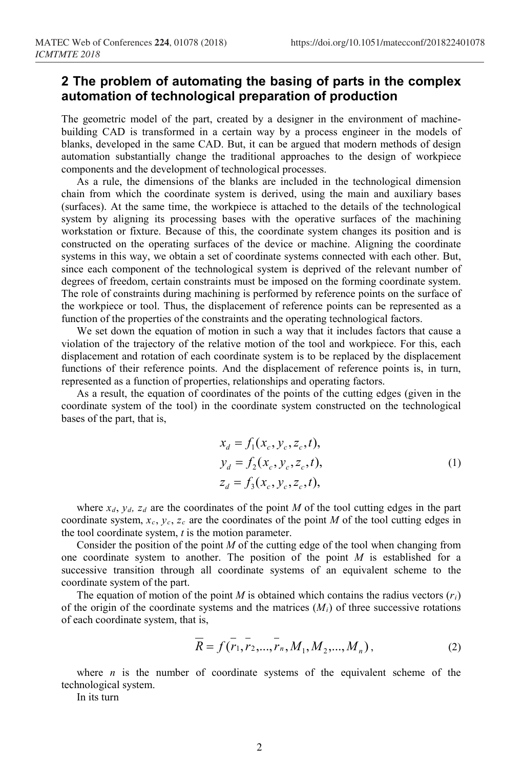## 2 The problem of automating the basing of parts in the complex automation of technological preparation of production

The geometric model of the part, created by a designer in the environment of machine-building CAD is transformed in a certain way by a process engineer in the models of blanks, developed in the same CAD. But, it can be argued that modern methods of design automation substantially change the traditional approaches to the design of workpiece components and the development of technological processes.

As a rule, the dimensions of the blanks are included in the technological dimension chain from which the coordinate system is derived, using the main and auxiliary bases (surfaces). At the same time, the workpiece is attached to the details of the technological system by aligning its processing bases with the operative surfaces of the machining workstation or fixture. Because of this, the coordinate system changes its position and is constructed on the operating surfaces of the device or machine. Aligning the coordinate systems in this way, we obtain a set of coordinate systems connected with each other. But, since each component of the technological system is deprived of the relevant number of degrees of freedom, certain constraints must be imposed on the forming coordinate system. The role of constraints during machining is performed by reference points on the surface of the workpiece or tool. Thus, the displacement of reference points can be represented as a function of the properties of the constraints and the operating technological factors.

We set down the equation of motion in such a way that it includes factors that cause a violation of the trajectory of the relative motion of the tool and workpiece. For this, each displacement and rotation of each coordinate system is to be replaced by the displacement functions of their reference points. And the displacement of reference points is, in turn, represented as a function of properties, relationships and operating factors.

As a result, the equation of coordinates of the points of the cutting edges (given in the coordinate system of the tool) in the coordinate system constructed on the technological bases of the part, that is,

$$
\begin{aligned}
x_d &= f_1(x_c, y_c, z_c, t), \\
y_d &= f_2(x_c, y_c, z_c, t), \\
z_d &= f_3(x_c, y_c, z_c, t),
\end{aligned}
\tag{1}
$$

where $x_d$, $y_d$, $z_d$ are the coordinates of the point $M$ of the tool cutting edges in the part coordinate system, $x_c$, $y_c$, $z_c$ are the coordinates of the point $M$ of the tool cutting edges in the tool coordinate system, $t$ is the motion parameter.

Consider the position of the point $M$ of the cutting edge of the tool when changing from one coordinate system to another. The position of the point $M$ is established for a successive transition through all coordinate systems of an equivalent scheme to the coordinate system of the part.

The equation of motion of the point $M$ is obtained which contains the radius vectors ($r_i$) of the origin of the coordinate systems and the matrices ($M_i$) of three successive rotations of each coordinate system, that is,

$$
\overline{R} = f(\overline{r}_1, \overline{r}_2, ..., \overline{r}_n, M_1, M_2, ..., M_n), \tag{2}
$$

where $n$ is the number of coordinate systems of the equivalent scheme of the technological system.

In its turn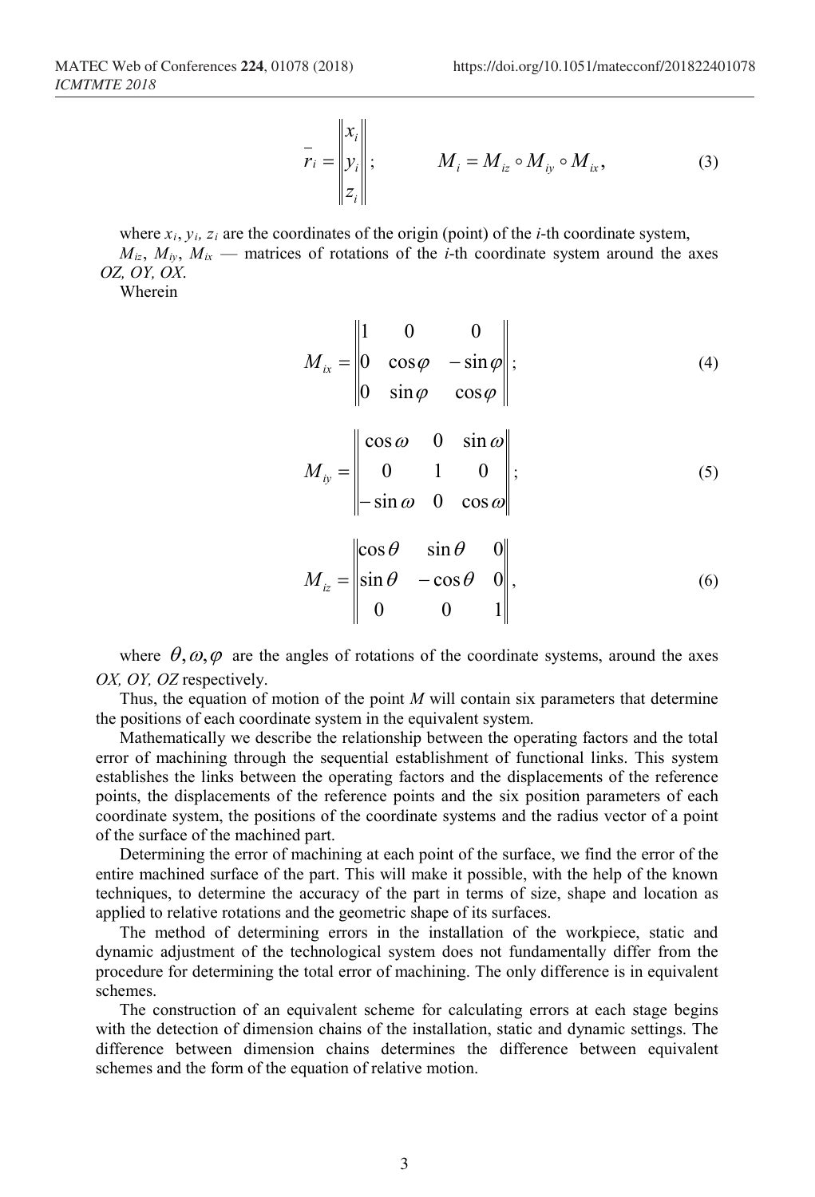$$\bar{r}_i = \begin{Vmatrix} x_i \\ y_i \\ z_i \end{Vmatrix}; \qquad M_i = M_{iz} \circ M_{iy} \circ M_{ix}, \tag{3}$$

where $x_i$, $y_i$, $z_i$ are the coordinates of the origin (point) of the $i$-th coordinate system,

$M_{iz}$, $M_{iy}$, $M_{ix}$ — matrices of rotations of the $i$-th coordinate system around the axes *OZ, OY, OX*.

Wherein

$$M_{ix} = \begin{Vmatrix} 1 & 0 & 0 \\ 0 & \cos\varphi & -\sin\varphi \\ 0 & \sin\varphi & \cos\varphi \end{Vmatrix}; \tag{4}$$

$$M_{iy} = \begin{Vmatrix} \cos\omega & 0 & \sin\omega \\ 0 & 1 & 0 \\ -\sin\omega & 0 & \cos\omega \end{Vmatrix}; \tag{5}$$

$$M_{iz} = \begin{Vmatrix} \cos\theta & \sin\theta & 0 \\ \sin\theta & -\cos\theta & 0 \\ 0 & 0 & 1 \end{Vmatrix}, \tag{6}$$

where $\theta, \omega, \varphi$ are the angles of rotations of the coordinate systems, around the axes *OX, OY, OZ* respectively.

Thus, the equation of motion of the point $M$ will contain six parameters that determine the positions of each coordinate system in the equivalent system.

Mathematically we describe the relationship between the operating factors and the total error of machining through the sequential establishment of functional links. This system establishes the links between the operating factors and the displacements of the reference points, the displacements of the reference points and the six position parameters of each coordinate system, the positions of the coordinate systems and the radius vector of a point of the surface of the machined part.

Determining the error of machining at each point of the surface, we find the error of the entire machined surface of the part. This will make it possible, with the help of the known techniques, to determine the accuracy of the part in terms of size, shape and location as applied to relative rotations and the geometric shape of its surfaces.

The method of determining errors in the installation of the workpiece, static and dynamic adjustment of the technological system does not fundamentally differ from the procedure for determining the total error of machining. The only difference is in equivalent schemes.

The construction of an equivalent scheme for calculating errors at each stage begins with the detection of dimension chains of the installation, static and dynamic settings. The difference between dimension chains determines the difference between equivalent schemes and the form of the equation of relative motion.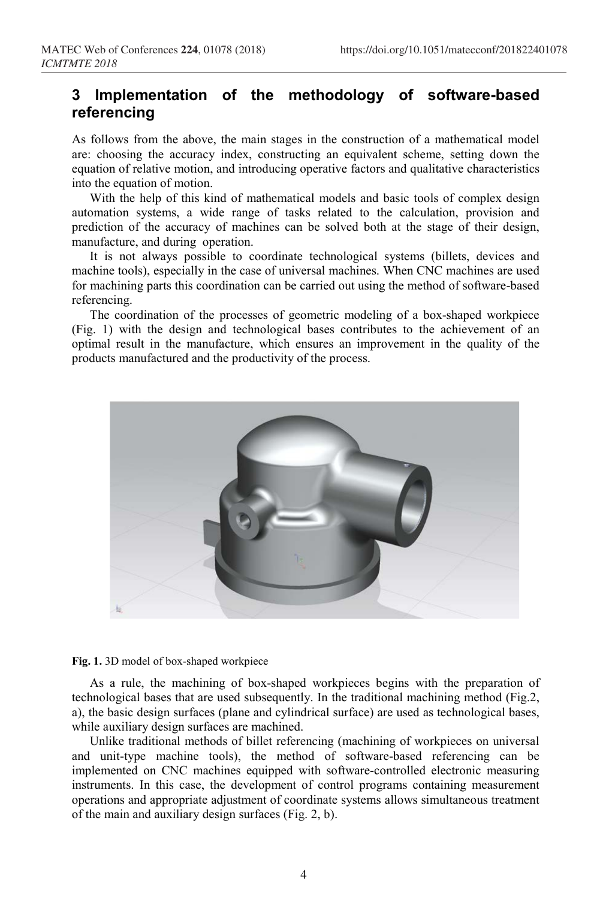## 3 Implementation of the methodology of software-based referencing

As follows from the above, the main stages in the construction of a mathematical model are: choosing the accuracy index, constructing an equivalent scheme, setting down the equation of relative motion, and introducing operative factors and qualitative characteristics into the equation of motion.

With the help of this kind of mathematical models and basic tools of complex design automation systems, a wide range of tasks related to the calculation, provision and prediction of the accuracy of machines can be solved both at the stage of their design, manufacture, and during operation.

It is not always possible to coordinate technological systems (billets, devices and machine tools), especially in the case of universal machines. When CNC machines are used for machining parts this coordination can be carried out using the method of software-based referencing.

The coordination of the processes of geometric modeling of a box-shaped workpiece (Fig. 1) with the design and technological bases contributes to the achievement of an optimal result in the manufacture, which ensures an improvement in the quality of the products manufactured and the productivity of the process.

**Fig. 1.** 3D model of box-shaped workpiece

As a rule, the machining of box-shaped workpieces begins with the preparation of technological bases that are used subsequently. In the traditional machining method (Fig.2, a), the basic design surfaces (plane and cylindrical surface) are used as technological bases, while auxiliary design surfaces are machined.

Unlike traditional methods of billet referencing (machining of workpieces on universal and unit-type machine tools), the method of software-based referencing can be implemented on CNC machines equipped with software-controlled electronic measuring instruments. In this case, the development of control programs containing measurement operations and appropriate adjustment of coordinate systems allows simultaneous treatment of the main and auxiliary design surfaces (Fig. 2, b).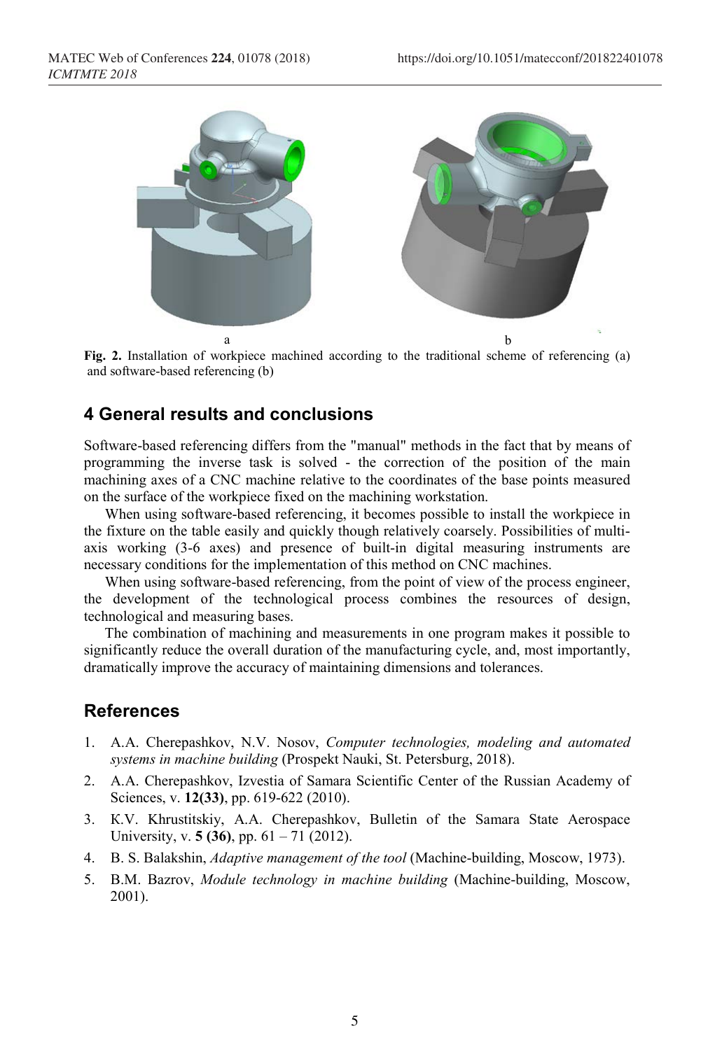a

b

**Fig. 2.** Installation of workpiece machined according to the traditional scheme of referencing (a) and software-based referencing (b)

## 4 General results and conclusions

Software-based referencing differs from the "manual" methods in the fact that by means of programming the inverse task is solved - the correction of the position of the main machining axes of a CNC machine relative to the coordinates of the base points measured on the surface of the workpiece fixed on the machining workstation.

When using software-based referencing, it becomes possible to install the workpiece in the fixture on the table easily and quickly though relatively coarsely. Possibilities of multi-axis working (3-6 axes) and presence of built-in digital measuring instruments are necessary conditions for the implementation of this method on CNC machines.

When using software-based referencing, from the point of view of the process engineer, the development of the technological process combines the resources of design, technological and measuring bases.

The combination of machining and measurements in one program makes it possible to significantly reduce the overall duration of the manufacturing cycle, and, most importantly, dramatically improve the accuracy of maintaining dimensions and tolerances.

## References

1. A.A. Cherepashkov, N.V. Nosov, *Computer technologies, modeling and automated systems in machine building* (Prospekt Nauki, St. Petersburg, 2018).
2. A.A. Cherepashkov, Izvestia of Samara Scientific Center of the Russian Academy of Sciences, v. **12(33)**, pp. 619-622 (2010).
3. K.V. Khrustitskiy, A.A. Cherepashkov, Bulletin of the Samara State Aerospace University, v. **5 (36)**, pp. 61 – 71 (2012).
4. B. S. Balakshin, *Adaptive management of the tool* (Machine-building, Moscow, 1973).
5. B.M. Bazrov, *Module technology in machine building* (Machine-building, Moscow, 2001).